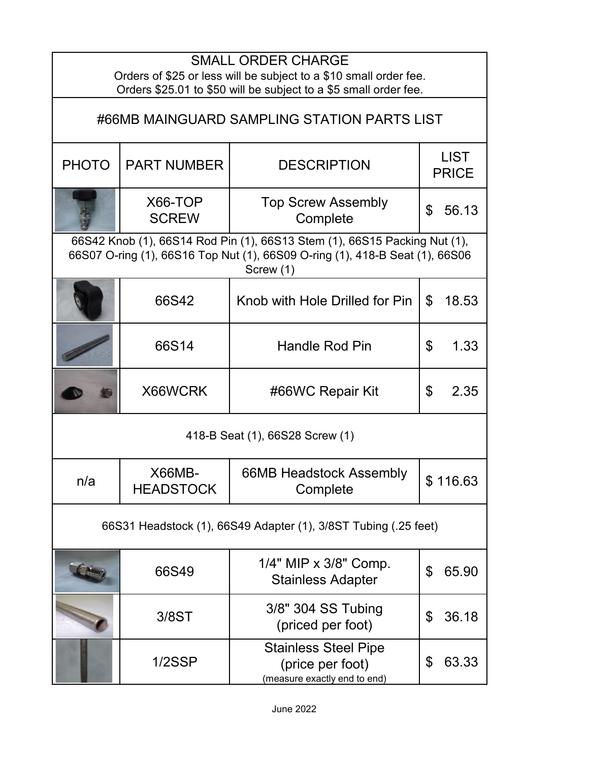## SMALL ORDER CHARGE

Orders of $25 or less will be subject to a $10 small order fee.
Orders $25.01 to $50 will be subject to a $5 small order fee.

## #66MB MAINGUARD SAMPLING STATION PARTS LIST

| PHOTO | PART NUMBER | DESCRIPTION | LIST PRICE |
|---|---|---|---|
| | X66-TOP SCREW | Top Screw Assembly Complete | $ 56.13 |
| 66S42 Knob (1), 66S14 Rod Pin (1), 66S13 Stem (1), 66S15 Packing Nut (1), 66S07 O-ring (1), 66S16 Top Nut (1), 66S09 O-ring (1), 418-B Seat (1), 66S06 Screw (1) | | | |
| | 66S42 | Knob with Hole Drilled for Pin | $ 18.53 |
| | 66S14 | Handle Rod Pin | $ 1.33 |
| | X66WCRK | #66WC Repair Kit | $ 2.35 |
| 418-B Seat (1), 66S28 Screw (1) | | | |
| n/a | X66MB-HEADSTOCK | 66MB Headstock Assembly Complete | $ 116.63 |
| 66S31 Headstock (1), 66S49 Adapter (1), 3/8ST Tubing (.25 feet) | | | |
| | 66S49 | 1/4" MIP x 3/8" Comp. Stainless Adapter | $ 65.90 |
| | 3/8ST | 3/8" 304 SS Tubing (priced per foot) | $ 36.18 |
| | 1/2SSP | Stainless Steel Pipe (price per foot) (measure exactly end to end) | $ 63.33 |

June 2022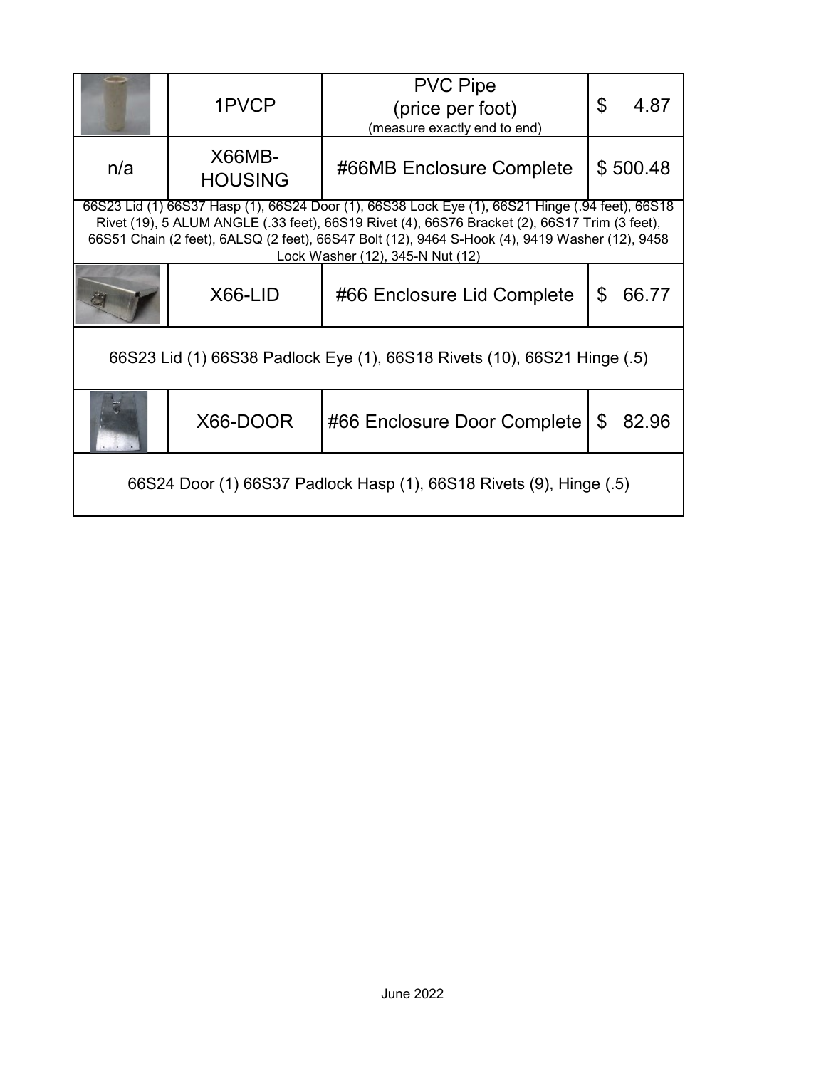| | | | |
|---|---|---|---|
| | 1PVCP | PVC Pipe (price per foot) (measure exactly end to end) | $ 4.87 |
| n/a | X66MB-HOUSING | #66MB Enclosure Complete | $ 500.48 |
| 66S23 Lid (1) 66S37 Hasp (1), 66S24 Door (1), 66S38 Lock Eye (1), 66S21 Hinge (.94 feet), 66S18 Rivet (19), 5 ALUM ANGLE (.33 feet), 66S19 Rivet (4), 66S76 Bracket (2), 66S17 Trim (3 feet), 66S51 Chain (2 feet), 6ALSQ (2 feet), 66S47 Bolt (12), 9464 S-Hook (4), 9419 Washer (12), 9458 Lock Washer (12), 345-N Nut (12) | | | |
| | X66-LID | #66 Enclosure Lid Complete | $ 66.77 |
| 66S23 Lid (1) 66S38 Padlock Eye (1), 66S18 Rivets (10), 66S21 Hinge (.5) | | | |
| | X66-DOOR | #66 Enclosure Door Complete | $ 82.96 |
| 66S24 Door (1) 66S37 Padlock Hasp (1), 66S18 Rivets (9), Hinge (.5) | | | |

June 2022